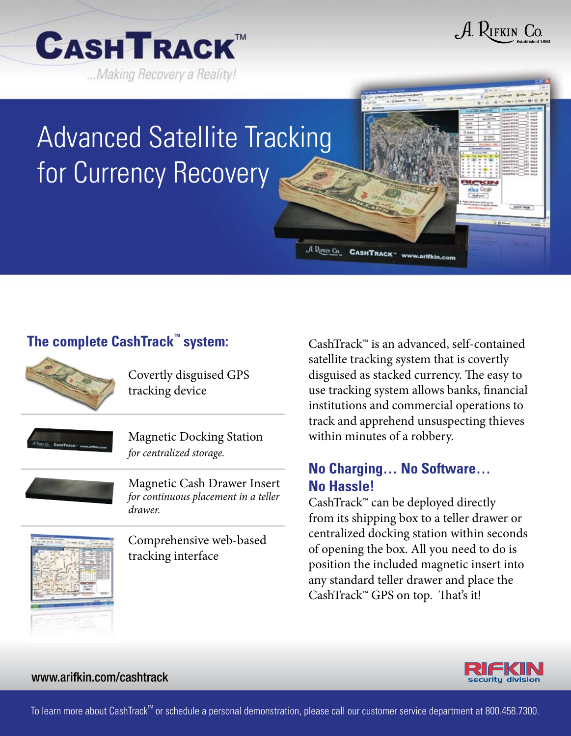# CashTrack™

*...Making Recovery a Reality!*

A. Rifkin Co. Established 1892

## Advanced Satellite Tracking for Currency Recovery

### The complete CashTrack™ system:

- Covertly disguised GPS tracking device
- Magnetic Docking Station *for centralized storage.*
- Magnetic Cash Drawer Insert *for continuous placement in a teller drawer.*
- Comprehensive web-based tracking interface

CashTrack™ is an advanced, self-contained satellite tracking system that is covertly disguised as stacked currency. The easy to use tracking system allows banks, financial institutions and commercial operations to track and apprehend unsuspecting thieves within minutes of a robbery.

### No Charging… No Software… No Hassle!

CashTrack™ can be deployed directly from its shipping box to a teller drawer or centralized docking station within seconds of opening the box. All you need to do is position the included magnetic insert into any standard teller drawer and place the CashTrack™ GPS on top. That's it!

www.arifkin.com/cashtrack

RIFKIN security division

To learn more about CashTrack™ or schedule a personal demonstration, please call our customer service department at 800.458.7300.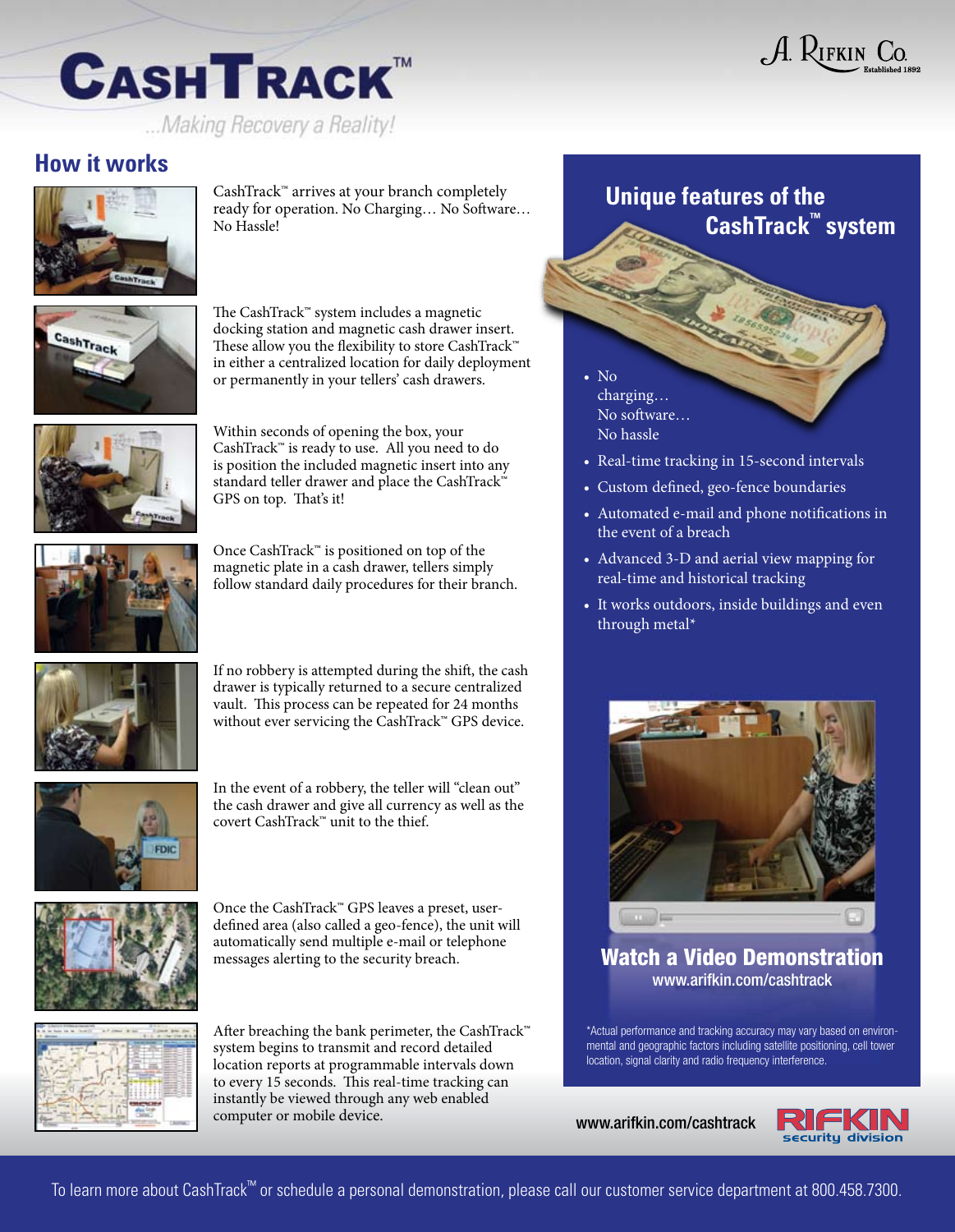# CashTrack™

*...Making Recovery a Reality!*

A. Rifkin Co. Established 1892

## How it works

CashTrack™ arrives at your branch completely ready for operation. No Charging… No Software… No Hassle!

The CashTrack™ system includes a magnetic docking station and magnetic cash drawer insert. These allow you the flexibility to store CashTrack™ in either a centralized location for daily deployment or permanently in your tellers' cash drawers.

Within seconds of opening the box, your CashTrack™ is ready to use. All you need to do is position the included magnetic insert into any standard teller drawer and place the CashTrack™ GPS on top. That's it!

Once CashTrack™ is positioned on top of the magnetic plate in a cash drawer, tellers simply follow standard daily procedures for their branch.

If no robbery is attempted during the shift, the cash drawer is typically returned to a secure centralized vault. This process can be repeated for 24 months without ever servicing the CashTrack™ GPS device.

In the event of a robbery, the teller will "clean out" the cash drawer and give all currency as well as the covert CashTrack™ unit to the thief.

Once the CashTrack™ GPS leaves a preset, user-defined area (also called a geo-fence), the unit will automatically send multiple e-mail or telephone messages alerting to the security breach.

After breaching the bank perimeter, the CashTrack™ system begins to transmit and record detailed location reports at programmable intervals down to every 15 seconds. This real-time tracking can instantly be viewed through any web enabled computer or mobile device.

## Unique features of the CashTrack™ system

- No charging… No software… No hassle
- Real-time tracking in 15-second intervals
- Custom defined, geo-fence boundaries
- Automated e-mail and phone notifications in the event of a breach
- Advanced 3-D and aerial view mapping for real-time and historical tracking
- It works outdoors, inside buildings and even through metal*

**Watch a Video Demonstration**
www.arifkin.com/cashtrack

*Actual performance and tracking accuracy may vary based on environmental and geographic factors including satellite positioning, cell tower location, signal clarity and radio frequency interference.

www.arifkin.com/cashtrack

RIFKIN security division

To learn more about CashTrack™ or schedule a personal demonstration, please call our customer service department at 800.458.7300.